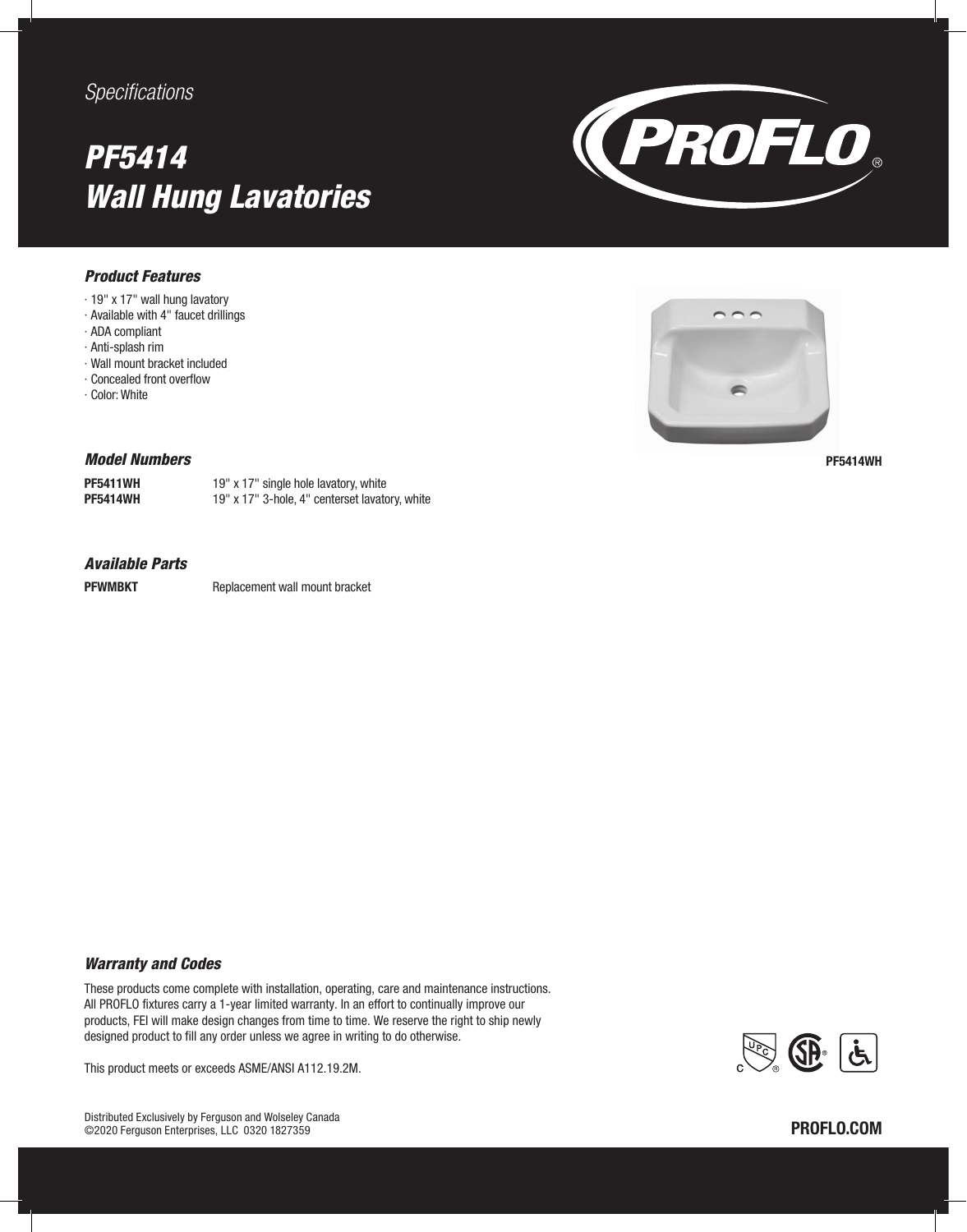*Specifications*

# PF5414 Wall Hung Lavatories

PROFLO®

### Product Features

- 19" x 17" wall hung lavatory
- Available with 4" faucet drillings
- ADA compliant
- Anti-splash rim
- Wall mount bracket included
- Concealed front overflow
- Color: White

PF5414WH

### Model Numbers

| | |
|---|---|
| **PF5411WH** | 19" x 17" single hole lavatory, white |
| **PF5414WH** | 19" x 17" 3-hole, 4" centerset lavatory, white |

### Available Parts

| | |
|---|---|
| **PFWMBKT** | Replacement wall mount bracket |

### Warranty and Codes

These products come complete with installation, operating, care and maintenance instructions. All PROFLO fixtures carry a 1-year limited warranty. In an effort to continually improve our products, FEI will make design changes from time to time. We reserve the right to ship newly designed product to fill any order unless we agree in writing to do otherwise.

This product meets or exceeds ASME/ANSI A112.19.2M.

Distributed Exclusively by Ferguson and Wolseley Canada
©2020 Ferguson Enterprises, LLC 0320 1827359

**PROFLO.COM**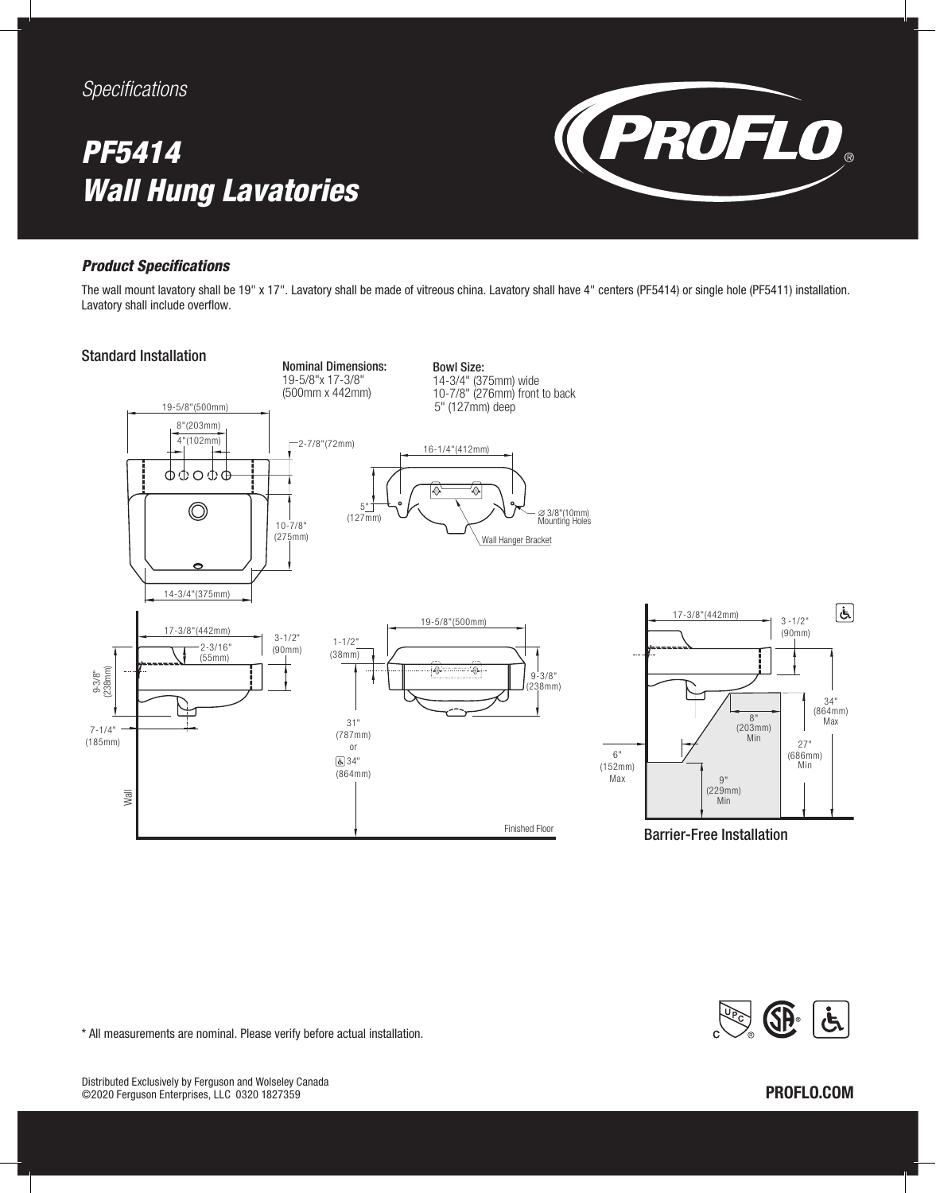*Specifications*

# *PF5414 Wall Hung Lavatories*

### *Product Specifications*

The wall mount lavatory shall be 19" x 17". Lavatory shall be made of vitreous china. Lavatory shall have 4" centers (PF5414) or single hole (PF5411) installation. Lavatory shall include overflow.

## Standard Installation

**Nominal Dimensions:**
19-5/8"x 17-3/8"
(500mm x 442mm)

**Bowl Size:**
14-3/4" (375mm) wide
10-7/8" (276mm) front to back
5" (127mm) deep

19-5/8"(500mm)
8"(203mm)
4"(102mm)
2-7/8"(72mm)
10-7/8" (275mm)
14-3/4"(375mm)

16-1/4"(412mm)
5" (127mm)
⌀ 3/8"(10mm) Mounting Holes
Wall Hanger Bracket

17-3/8"(442mm)
2-3/16" (55mm)
3-1/2" (90mm)
9-3/8" (238mm)
7-1/4" (185mm)
Wall

19-5/8"(500mm)
1-1/2" (38mm)
9-3/8" (238mm)
31" (787mm) or 34" (864mm)
Finished Floor

## Barrier-Free Installation

17-3/8"(442mm)
3-1/2" (90mm)
34" (864mm) Max
8" (203mm) Min
27" (686mm) Min
6" (152mm) Max
9" (229mm) Min

\* All measurements are nominal. Please verify before actual installation.

Distributed Exclusively by Ferguson and Wolseley Canada
©2020 Ferguson Enterprises, LLC 0320 1827359

**PROFLO.COM**